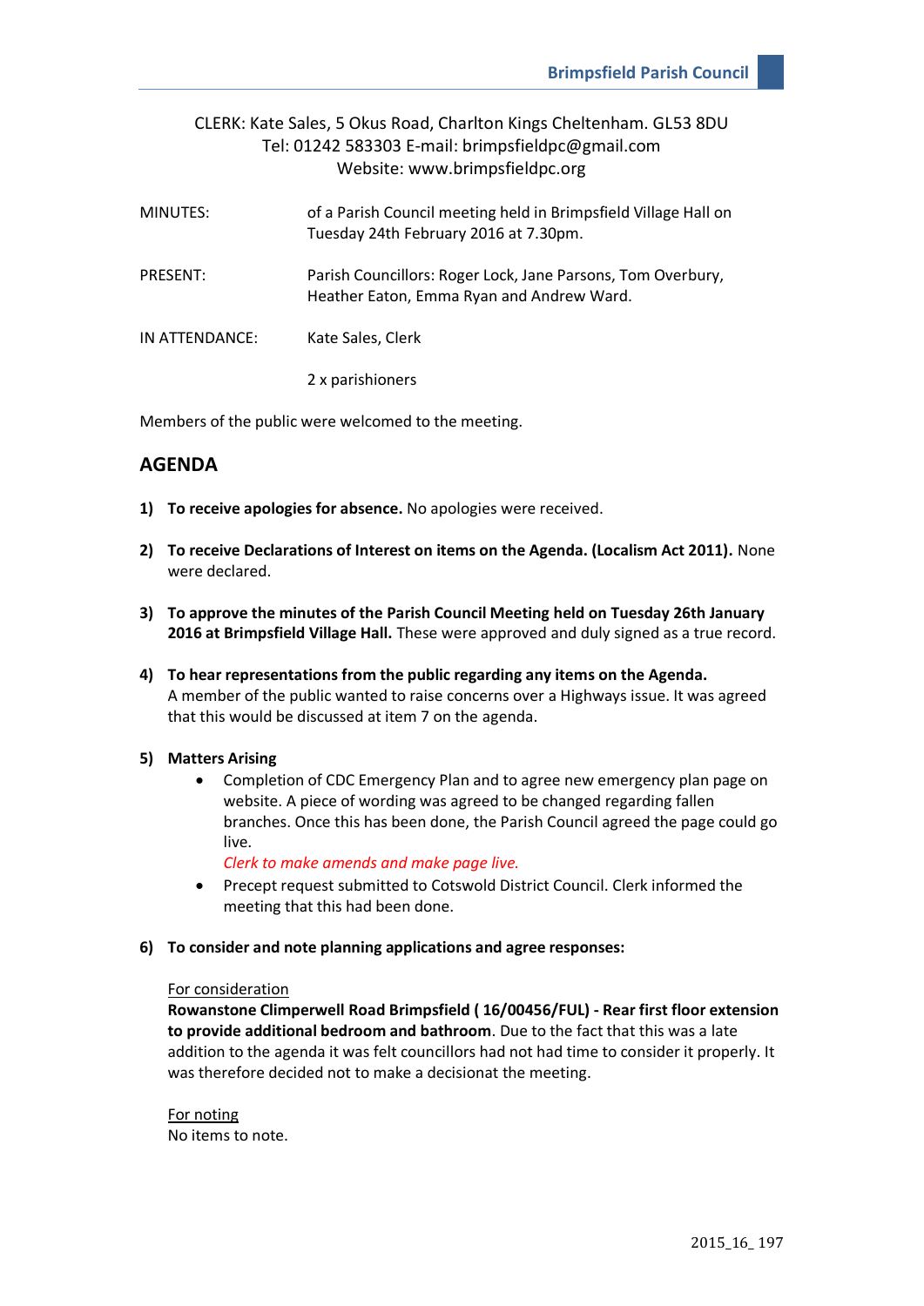CLERK: Kate Sales, 5 Okus Road, Charlton Kings Cheltenham. GL53 8DU
Tel: 01242 583303 E-mail: brimpsfieldpc@gmail.com
Website: www.brimpsfieldpc.org

MINUTES: of a Parish Council meeting held in Brimpsfield Village Hall on Tuesday 24th February 2016 at 7.30pm.

PRESENT: Parish Councillors: Roger Lock, Jane Parsons, Tom Overbury, Heather Eaton, Emma Ryan and Andrew Ward.

IN ATTENDANCE: Kate Sales, Clerk

2 x parishioners

Members of the public were welcomed to the meeting.

## AGENDA

1) **To receive apologies for absence.** No apologies were received.

2) **To receive Declarations of Interest on items on the Agenda. (Localism Act 2011).** None were declared.

3) **To approve the minutes of the Parish Council Meeting held on Tuesday 26th January 2016 at Brimpsfield Village Hall.** These were approved and duly signed as a true record.

4) **To hear representations from the public regarding any items on the Agenda.** A member of the public wanted to raise concerns over a Highways issue. It was agreed that this would be discussed at item 7 on the agenda.

5) **Matters Arising**
   - Completion of CDC Emergency Plan and to agree new emergency plan page on website. A piece of wording was agreed to be changed regarding fallen branches. Once this has been done, the Parish Council agreed the page could go live.
     *Clerk to make amends and make page live.*
   - Precept request submitted to Cotswold District Council. Clerk informed the meeting that this had been done.

6) **To consider and note planning applications and agree responses:**

   For consideration
   **Rowanstone Climperwell Road Brimpsfield ( 16/00456/FUL) - Rear first floor extension to provide additional bedroom and bathroom**. Due to the fact that this was a late addition to the agenda it was felt councillors had not had time to consider it properly. It was therefore decided not to make a decisionat the meeting.

   For noting
   No items to note.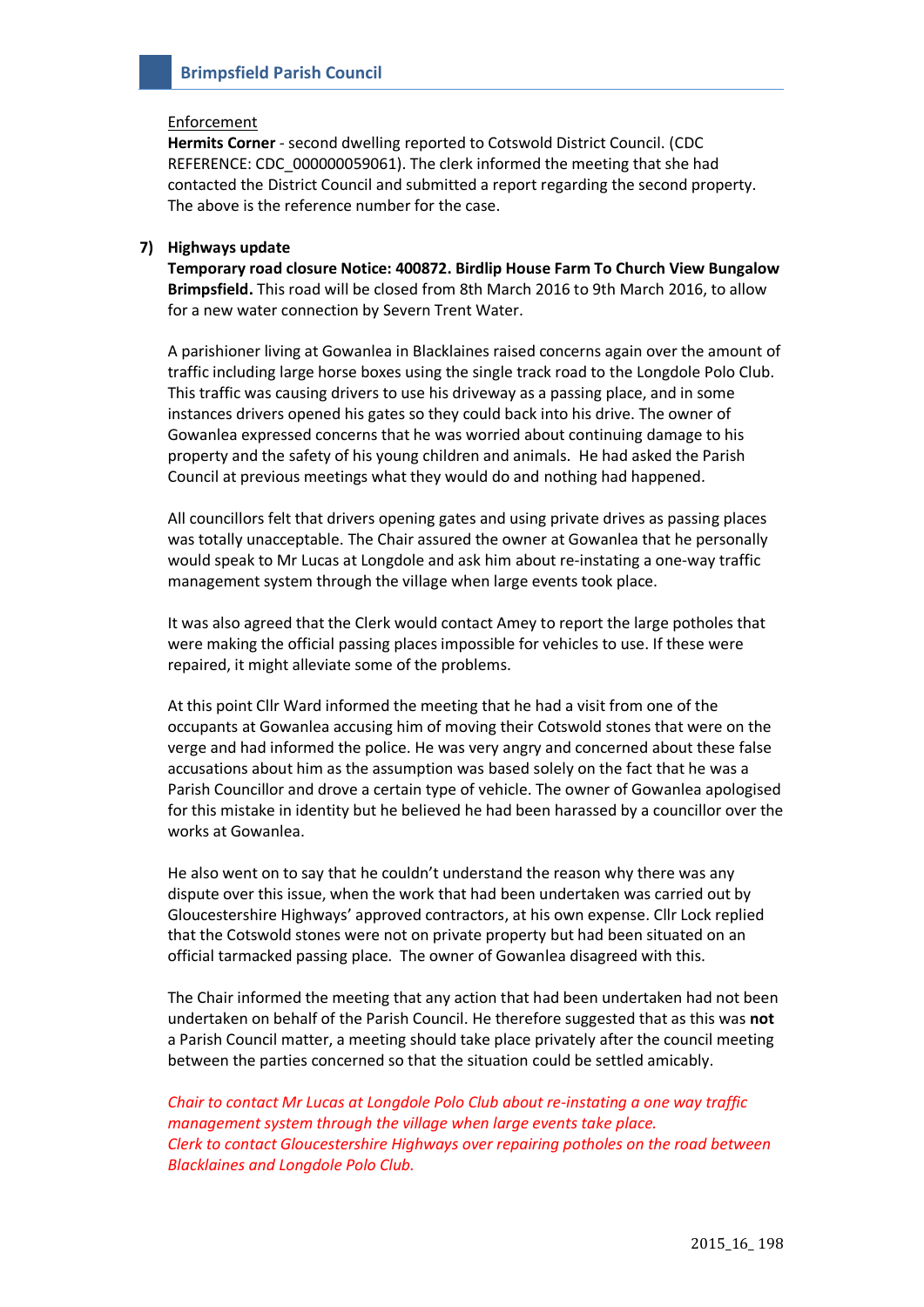Enforcement

**Hermits Corner** - second dwelling reported to Cotswold District Council. (CDC REFERENCE: CDC_000000059061). The clerk informed the meeting that she had contacted the District Council and submitted a report regarding the second property. The above is the reference number for the case.

**7) Highways update**

**Temporary road closure Notice: 400872. Birdlip House Farm To Church View Bungalow Brimpsfield.** This road will be closed from 8th March 2016 to 9th March 2016, to allow for a new water connection by Severn Trent Water.

A parishioner living at Gowanlea in Blacklaines raised concerns again over the amount of traffic including large horse boxes using the single track road to the Longdole Polo Club. This traffic was causing drivers to use his driveway as a passing place, and in some instances drivers opened his gates so they could back into his drive. The owner of Gowanlea expressed concerns that he was worried about continuing damage to his property and the safety of his young children and animals. He had asked the Parish Council at previous meetings what they would do and nothing had happened.

All councillors felt that drivers opening gates and using private drives as passing places was totally unacceptable. The Chair assured the owner at Gowanlea that he personally would speak to Mr Lucas at Longdole and ask him about re-instating a one-way traffic management system through the village when large events took place.

It was also agreed that the Clerk would contact Amey to report the large potholes that were making the official passing places impossible for vehicles to use. If these were repaired, it might alleviate some of the problems.

At this point Cllr Ward informed the meeting that he had a visit from one of the occupants at Gowanlea accusing him of moving their Cotswold stones that were on the verge and had informed the police. He was very angry and concerned about these false accusations about him as the assumption was based solely on the fact that he was a Parish Councillor and drove a certain type of vehicle. The owner of Gowanlea apologised for this mistake in identity but he believed he had been harassed by a councillor over the works at Gowanlea.

He also went on to say that he couldn't understand the reason why there was any dispute over this issue, when the work that had been undertaken was carried out by Gloucestershire Highways' approved contractors, at his own expense. Cllr Lock replied that the Cotswold stones were not on private property but had been situated on an official tarmacked passing place. The owner of Gowanlea disagreed with this.

The Chair informed the meeting that any action that had been undertaken had not been undertaken on behalf of the Parish Council. He therefore suggested that as this was **not** a Parish Council matter, a meeting should take place privately after the council meeting between the parties concerned so that the situation could be settled amicably.

*Chair to contact Mr Lucas at Longdole Polo Club about re-instating a one way traffic management system through the village when large events take place.*
*Clerk to contact Gloucestershire Highways over repairing potholes on the road between Blacklaines and Longdole Polo Club.*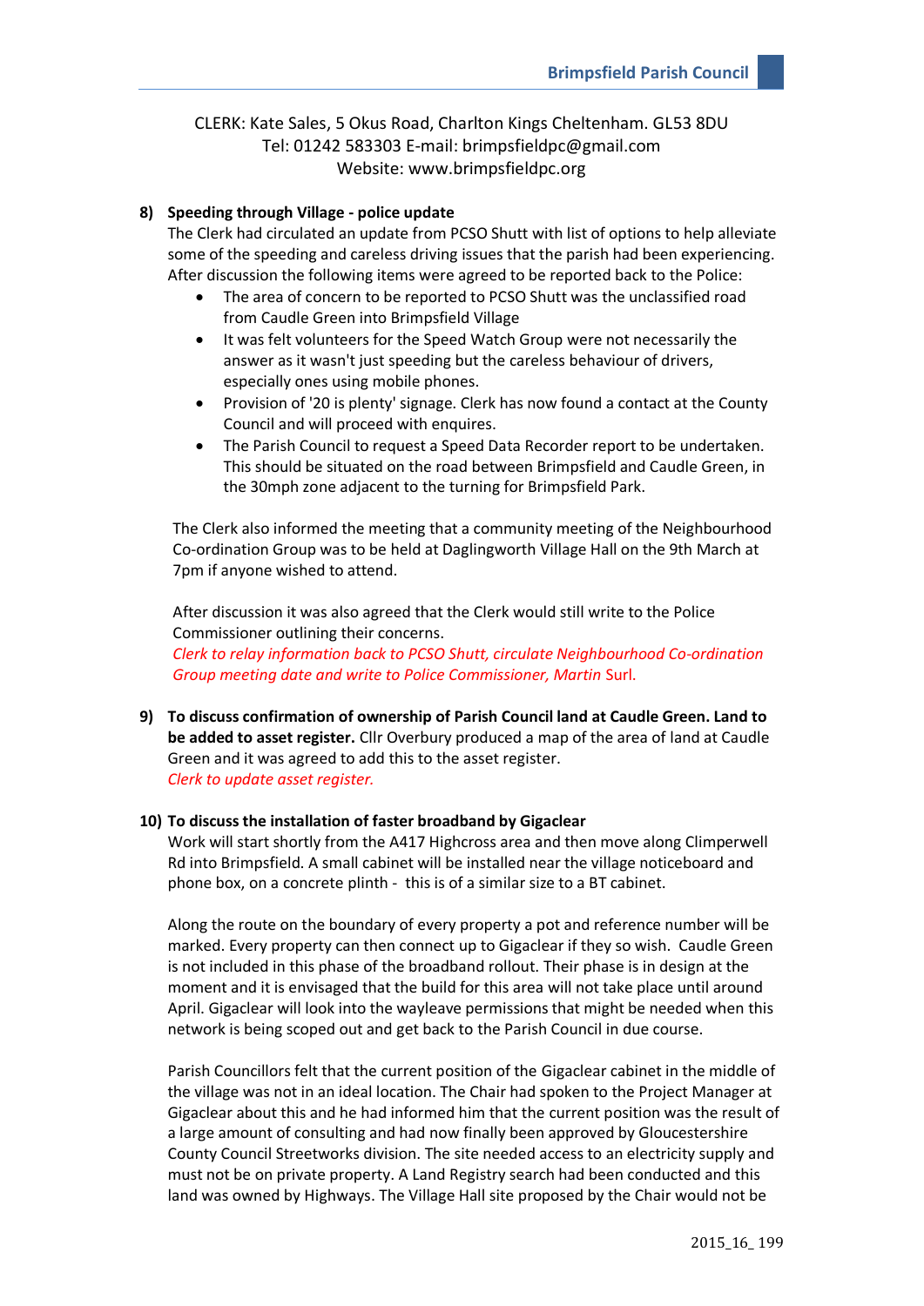CLERK: Kate Sales, 5 Okus Road, Charlton Kings Cheltenham. GL53 8DU
Tel: 01242 583303 E-mail: brimpsfieldpc@gmail.com
Website: www.brimpsfieldpc.org

**8) Speeding through Village - police update**

The Clerk had circulated an update from PCSO Shutt with list of options to help alleviate some of the speeding and careless driving issues that the parish had been experiencing. After discussion the following items were agreed to be reported back to the Police:

- The area of concern to be reported to PCSO Shutt was the unclassified road from Caudle Green into Brimpsfield Village
- It was felt volunteers for the Speed Watch Group were not necessarily the answer as it wasn't just speeding but the careless behaviour of drivers, especially ones using mobile phones.
- Provision of '20 is plenty' signage. Clerk has now found a contact at the County Council and will proceed with enquires.
- The Parish Council to request a Speed Data Recorder report to be undertaken. This should be situated on the road between Brimpsfield and Caudle Green, in the 30mph zone adjacent to the turning for Brimpsfield Park.

The Clerk also informed the meeting that a community meeting of the Neighbourhood Co-ordination Group was to be held at Daglingworth Village Hall on the 9th March at 7pm if anyone wished to attend.

After discussion it was also agreed that the Clerk would still write to the Police Commissioner outlining their concerns.
*Clerk to relay information back to PCSO Shutt, circulate Neighbourhood Co-ordination Group meeting date and write to Police Commissioner, Martin* Surl.

**9) To discuss confirmation of ownership of Parish Council land at Caudle Green. Land to be added to asset register.** Cllr Overbury produced a map of the area of land at Caudle Green and it was agreed to add this to the asset register.
*Clerk to update asset register.*

**10) To discuss the installation of faster broadband by Gigaclear**

Work will start shortly from the A417 Highcross area and then move along Climperwell Rd into Brimpsfield. A small cabinet will be installed near the village noticeboard and phone box, on a concrete plinth - this is of a similar size to a BT cabinet.

Along the route on the boundary of every property a pot and reference number will be marked. Every property can then connect up to Gigaclear if they so wish. Caudle Green is not included in this phase of the broadband rollout. Their phase is in design at the moment and it is envisaged that the build for this area will not take place until around April. Gigaclear will look into the wayleave permissions that might be needed when this network is being scoped out and get back to the Parish Council in due course.

Parish Councillors felt that the current position of the Gigaclear cabinet in the middle of the village was not in an ideal location. The Chair had spoken to the Project Manager at Gigaclear about this and he had informed him that the current position was the result of a large amount of consulting and had now finally been approved by Gloucestershire County Council Streetworks division. The site needed access to an electricity supply and must not be on private property. A Land Registry search had been conducted and this land was owned by Highways. The Village Hall site proposed by the Chair would not be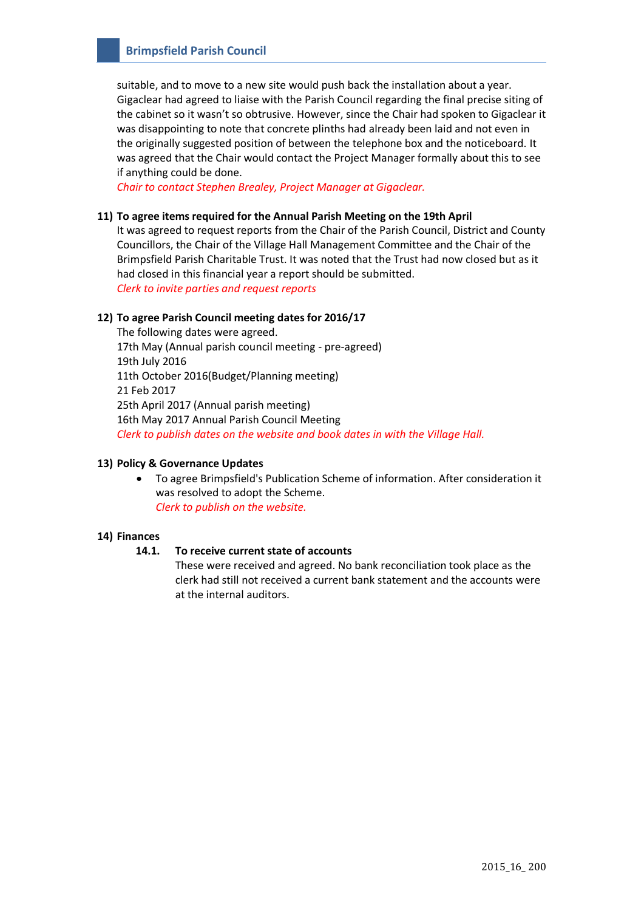suitable, and to move to a new site would push back the installation about a year. Gigaclear had agreed to liaise with the Parish Council regarding the final precise siting of the cabinet so it wasn't so obtrusive. However, since the Chair had spoken to Gigaclear it was disappointing to note that concrete plinths had already been laid and not even in the originally suggested position of between the telephone box and the noticeboard. It was agreed that the Chair would contact the Project Manager formally about this to see if anything could be done.
*Chair to contact Stephen Brealey, Project Manager at Gigaclear.*

**11) To agree items required for the Annual Parish Meeting on the 19th April**
It was agreed to request reports from the Chair of the Parish Council, District and County Councillors, the Chair of the Village Hall Management Committee and the Chair of the Brimpsfield Parish Charitable Trust. It was noted that the Trust had now closed but as it had closed in this financial year a report should be submitted.
*Clerk to invite parties and request reports*

**12) To agree Parish Council meeting dates for 2016/17**
The following dates were agreed.
17th May (Annual parish council meeting - pre-agreed)
19th July 2016
11th October 2016(Budget/Planning meeting)
21 Feb 2017
25th April 2017 (Annual parish meeting)
16th May 2017 Annual Parish Council Meeting
*Clerk to publish dates on the website and book dates in with the Village Hall.*

**13) Policy & Governance Updates**

- To agree Brimpsfield's Publication Scheme of information. After consideration it was resolved to adopt the Scheme.
  *Clerk to publish on the website.*

**14) Finances**

**14.1. To receive current state of accounts**
These were received and agreed. No bank reconciliation took place as the clerk had still not received a current bank statement and the accounts were at the internal auditors.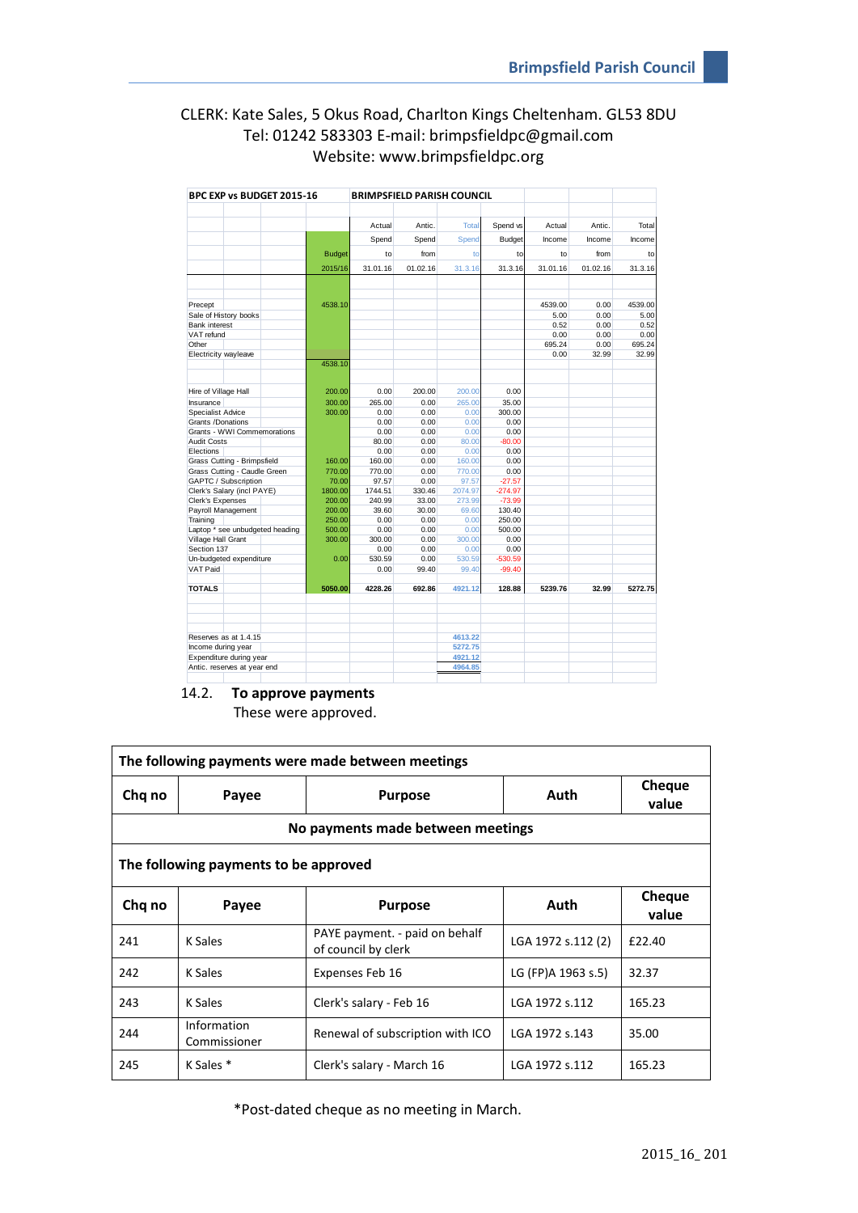CLERK: Kate Sales, 5 Okus Road, Charlton Kings Cheltenham. GL53 8DU
Tel: 01242 583303 E-mail: brimpsfieldpc@gmail.com
Website: www.brimpsfieldpc.org

| BPC EXP vs BUDGET 2015-16 | BRIMPSFIELD PARISH COUNCIL | | | | | | | |
|---|---|---|---|---|---|---|---|---|
| | Budget 2015/16 | Actual Spend to 31.01.16 | Antic. Spend from 01.02.16 | Total Spend to 31.3.16 | Spend vs Budget to 31.3.16 | Actual Income to 31.01.16 | Antic. Income from 01.02.16 | Total Income to 31.3.16 |
| Precept | 4538.10 | | | | | 4539.00 | 0.00 | 4539.00 |
| Sale of History books | | | | | | 5.00 | 0.00 | 5.00 |
| Bank interest | | | | | | 0.52 | 0.00 | 0.52 |
| VAT refund | | | | | | 0.00 | 0.00 | 0.00 |
| Other | | | | | | 695.24 | 0.00 | 695.24 |
| Electricity wayleave | | | | | | 0.00 | 32.99 | 32.99 |
| | 4538.10 | | | | | | | |
| Hire of Village Hall | 200.00 | 0.00 | 200.00 | 200.00 | 0.00 | | | |
| Insurance | 300.00 | 265.00 | 0.00 | 265.00 | 35.00 | | | |
| Specialist Advice | 300.00 | 0.00 | 0.00 | 0.00 | 300.00 | | | |
| Grants /Donations | | 0.00 | 0.00 | 0.00 | 0.00 | | | |
| Grants - WWI Commemorations | | 0.00 | 0.00 | 0.00 | 0.00 | | | |
| Audit Costs | | 80.00 | 0.00 | 80.00 | -80.00 | | | |
| Elections | | 0.00 | 0.00 | 0.00 | 0.00 | | | |
| Grass Cutting - Brimpsfield | 160.00 | 160.00 | 0.00 | 160.00 | 0.00 | | | |
| Grass Cutting - Caudle Green | 770.00 | 770.00 | 0.00 | 770.00 | 0.00 | | | |
| GAPTC / Subscription | 70.00 | 97.57 | 0.00 | 97.57 | -27.57 | | | |
| Clerk's Salary (incl PAYE) | 1800.00 | 1744.51 | 330.46 | 2074.97 | -274.97 | | | |
| Clerk's Expenses | 200.00 | 240.99 | 33.00 | 273.99 | -73.99 | | | |
| Payroll Management | 200.00 | 39.60 | 30.00 | 69.60 | 130.40 | | | |
| Training | 250.00 | 0.00 | 0.00 | 0.00 | 250.00 | | | |
| Laptop * see unbudgeted heading | 500.00 | 0.00 | 0.00 | 0.00 | 500.00 | | | |
| Village Hall Grant | 300.00 | 300.00 | 0.00 | 300.00 | 0.00 | | | |
| Section 137 | | 0.00 | 0.00 | 0.00 | 0.00 | | | |
| Un-budgeted expenditure | 0.00 | 530.59 | 0.00 | 530.59 | -530.59 | | | |
| VAT Paid | | 0.00 | 99.40 | 99.40 | -99.40 | | | |
| **TOTALS** | **5050.00** | **4228.26** | **692.86** | **4921.12** | **128.88** | **5239.76** | **32.99** | **5272.75** |
| Reserves as at 1.4.15 | | | | 4613.22 | | | | |
| Income during year | | | | 5272.75 | | | | |
| Expenditure during year | | | | 4921.12 | | | | |
| Antic. reserves at year end | | | | 4964.85 | | | | |

14.2. **To approve payments**

These were approved.

| **The following payments were made between meetings** | | | | |
|---|---|---|---|---|
| **Chq no** | **Payee** | **Purpose** | **Auth** | **Cheque value** |
| **No payments made between meetings** | | | | |
| **The following payments to be approved** | | | | |
| **Chq no** | **Payee** | **Purpose** | **Auth** | **Cheque value** |
| 241 | K Sales | PAYE payment. - paid on behalf of council by clerk | LGA 1972 s.112 (2) | £22.40 |
| 242 | K Sales | Expenses Feb 16 | LG (FP)A 1963 s.5) | 32.37 |
| 243 | K Sales | Clerk's salary - Feb 16 | LGA 1972 s.112 | 165.23 |
| 244 | Information Commissioner | Renewal of subscription with ICO | LGA 1972 s.143 | 35.00 |
| 245 | K Sales * | Clerk's salary - March 16 | LGA 1972 s.112 | 165.23 |

*Post-dated cheque as no meeting in March.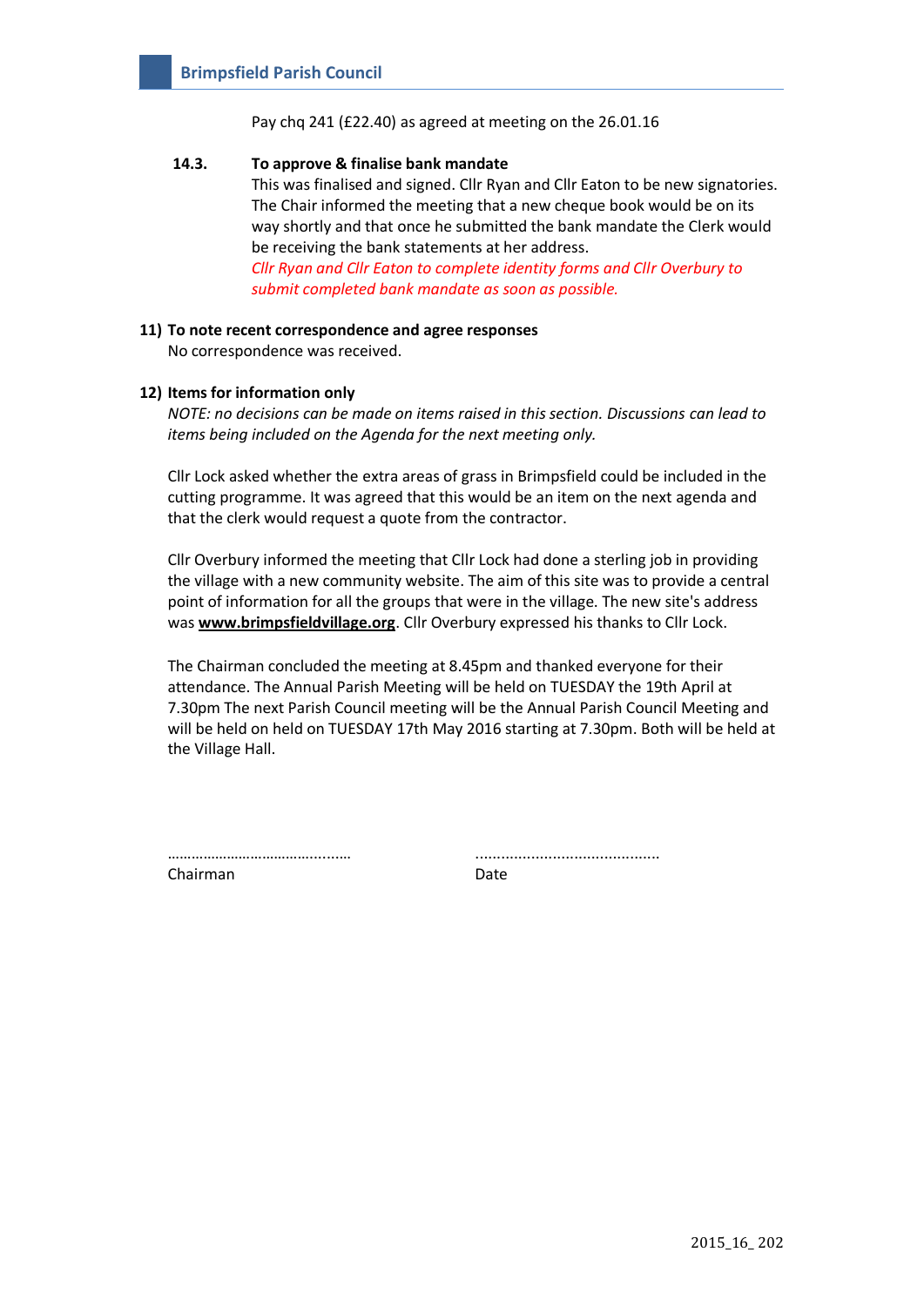Pay chq 241 (£22.40) as agreed at meeting on the 26.01.16

**14.3. To approve & finalise bank mandate**

This was finalised and signed. Cllr Ryan and Cllr Eaton to be new signatories. The Chair informed the meeting that a new cheque book would be on its way shortly and that once he submitted the bank mandate the Clerk would be receiving the bank statements at her address.

*Cllr Ryan and Cllr Eaton to complete identity forms and Cllr Overbury to submit completed bank mandate as soon as possible.*

**11) To note recent correspondence and agree responses**

No correspondence was received.

**12) Items for information only**

*NOTE: no decisions can be made on items raised in this section. Discussions can lead to items being included on the Agenda for the next meeting only.*

Cllr Lock asked whether the extra areas of grass in Brimpsfield could be included in the cutting programme. It was agreed that this would be an item on the next agenda and that the clerk would request a quote from the contractor.

Cllr Overbury informed the meeting that Cllr Lock had done a sterling job in providing the village with a new community website. The aim of this site was to provide a central point of information for all the groups that were in the village. The new site's address was **www.brimpsfieldvillage.org**. Cllr Overbury expressed his thanks to Cllr Lock.

The Chairman concluded the meeting at 8.45pm and thanked everyone for their attendance. The Annual Parish Meeting will be held on TUESDAY the 19th April at 7.30pm The next Parish Council meeting will be the Annual Parish Council Meeting and will be held on held on TUESDAY 17th May 2016 starting at 7.30pm. Both will be held at the Village Hall.

……………………………….......  ..........................................

Chairman  Date

2015_16_ 202